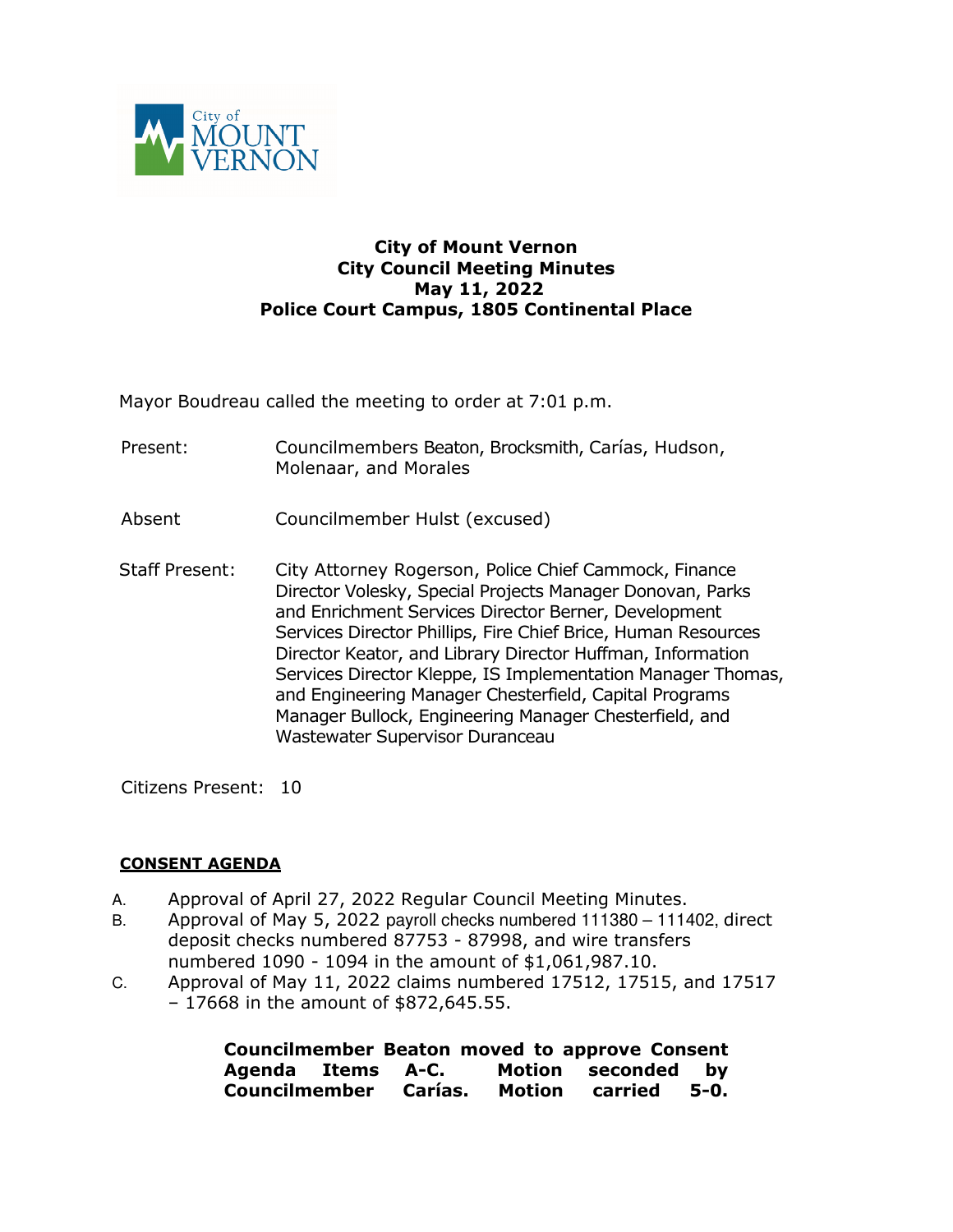# City of Mount Vernon
## City Council Meeting Minutes
## May 11, 2022
## Police Court Campus, 1805 Continental Place

Mayor Boudreau called the meeting to order at 7:01 p.m.

Present: Councilmembers Beaton, Brocksmith, Carías, Hudson, Molenaar, and Morales

Absent Councilmember Hulst (excused)

Staff Present: City Attorney Rogerson, Police Chief Cammock, Finance Director Volesky, Special Projects Manager Donovan, Parks and Enrichment Services Director Berner, Development Services Director Phillips, Fire Chief Brice, Human Resources Director Keator, and Library Director Huffman, Information Services Director Kleppe, IS Implementation Manager Thomas, and Engineering Manager Chesterfield, Capital Programs Manager Bullock, Engineering Manager Chesterfield, and Wastewater Supervisor Duranceau

Citizens Present: 10

**CONSENT AGENDA**

A. Approval of April 27, 2022 Regular Council Meeting Minutes.
B. Approval of May 5, 2022 payroll checks numbered 111380 – 111402, direct deposit checks numbered 87753 - 87998, and wire transfers numbered 1090 - 1094 in the amount of $1,061,987.10.
C. Approval of May 11, 2022 claims numbered 17512, 17515, and 17517 – 17668 in the amount of $872,645.55.

**Councilmember Beaton moved to approve Consent Agenda Items A-C. Motion seconded by Councilmember Carías. Motion carried 5-0.**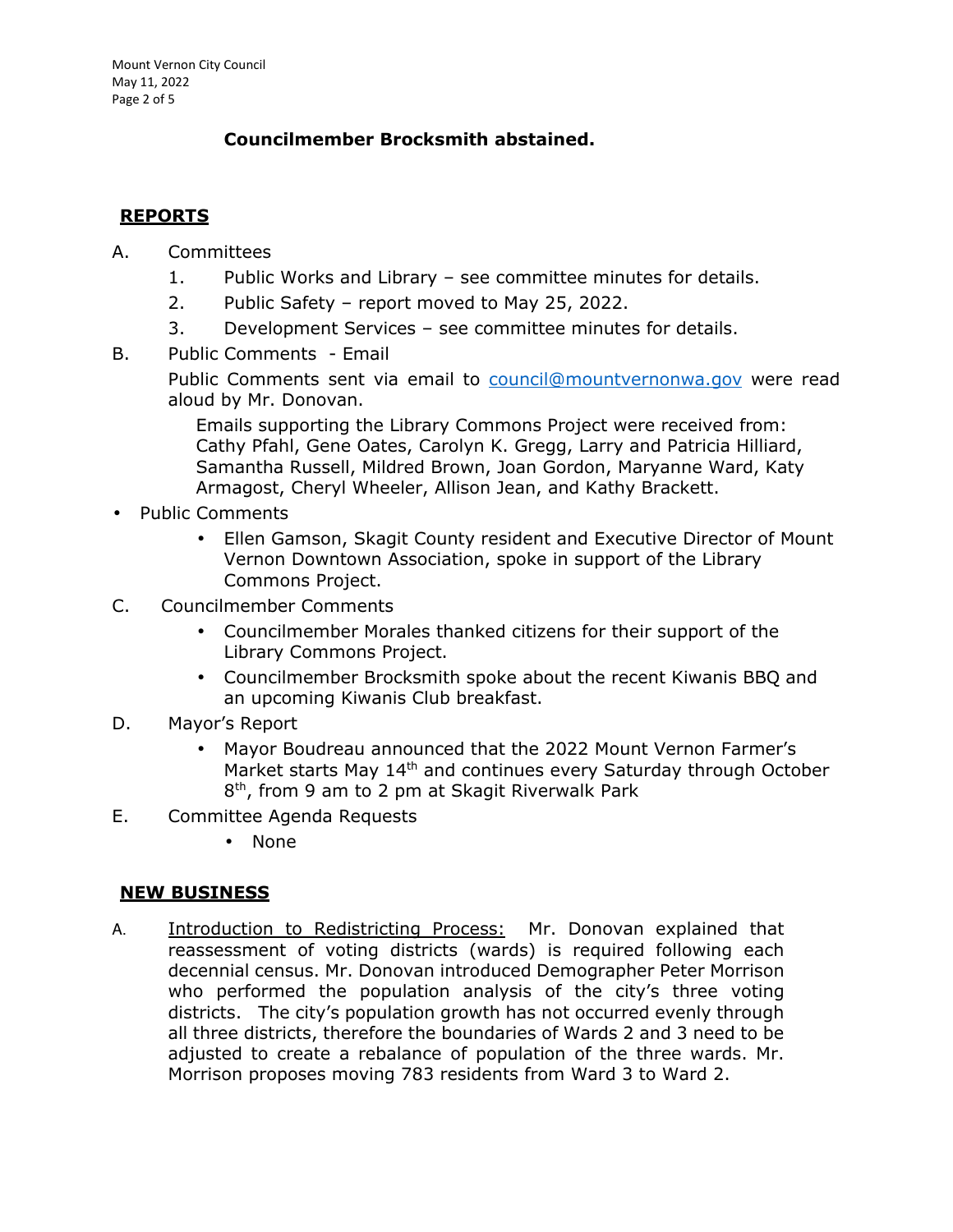**Councilmember Brocksmith abstained.**

## REPORTS

A. Committees
   1. Public Works and Library – see committee minutes for details.
   2. Public Safety – report moved to May 25, 2022.
   3. Development Services – see committee minutes for details.

B. Public Comments - Email

   Public Comments sent via email to [council@mountvernonwa.gov](mailto:council@mountvernonwa.gov) were read aloud by Mr. Donovan.

   Emails supporting the Library Commons Project were received from: Cathy Pfahl, Gene Oates, Carolyn K. Gregg, Larry and Patricia Hilliard, Samantha Russell, Mildred Brown, Joan Gordon, Maryanne Ward, Katy Armagost, Cheryl Wheeler, Allison Jean, and Kathy Brackett.

- Public Comments
  - Ellen Gamson, Skagit County resident and Executive Director of Mount Vernon Downtown Association, spoke in support of the Library Commons Project.

C. Councilmember Comments
   - Councilmember Morales thanked citizens for their support of the Library Commons Project.
   - Councilmember Brocksmith spoke about the recent Kiwanis BBQ and an upcoming Kiwanis Club breakfast.

D. Mayor's Report
   - Mayor Boudreau announced that the 2022 Mount Vernon Farmer's Market starts May 14th and continues every Saturday through October 8th, from 9 am to 2 pm at Skagit Riverwalk Park

E. Committee Agenda Requests
   - None

## NEW BUSINESS

A. Introduction to Redistricting Process: Mr. Donovan explained that reassessment of voting districts (wards) is required following each decennial census. Mr. Donovan introduced Demographer Peter Morrison who performed the population analysis of the city's three voting districts. The city's population growth has not occurred evenly through all three districts, therefore the boundaries of Wards 2 and 3 need to be adjusted to create a rebalance of population of the three wards. Mr. Morrison proposes moving 783 residents from Ward 3 to Ward 2.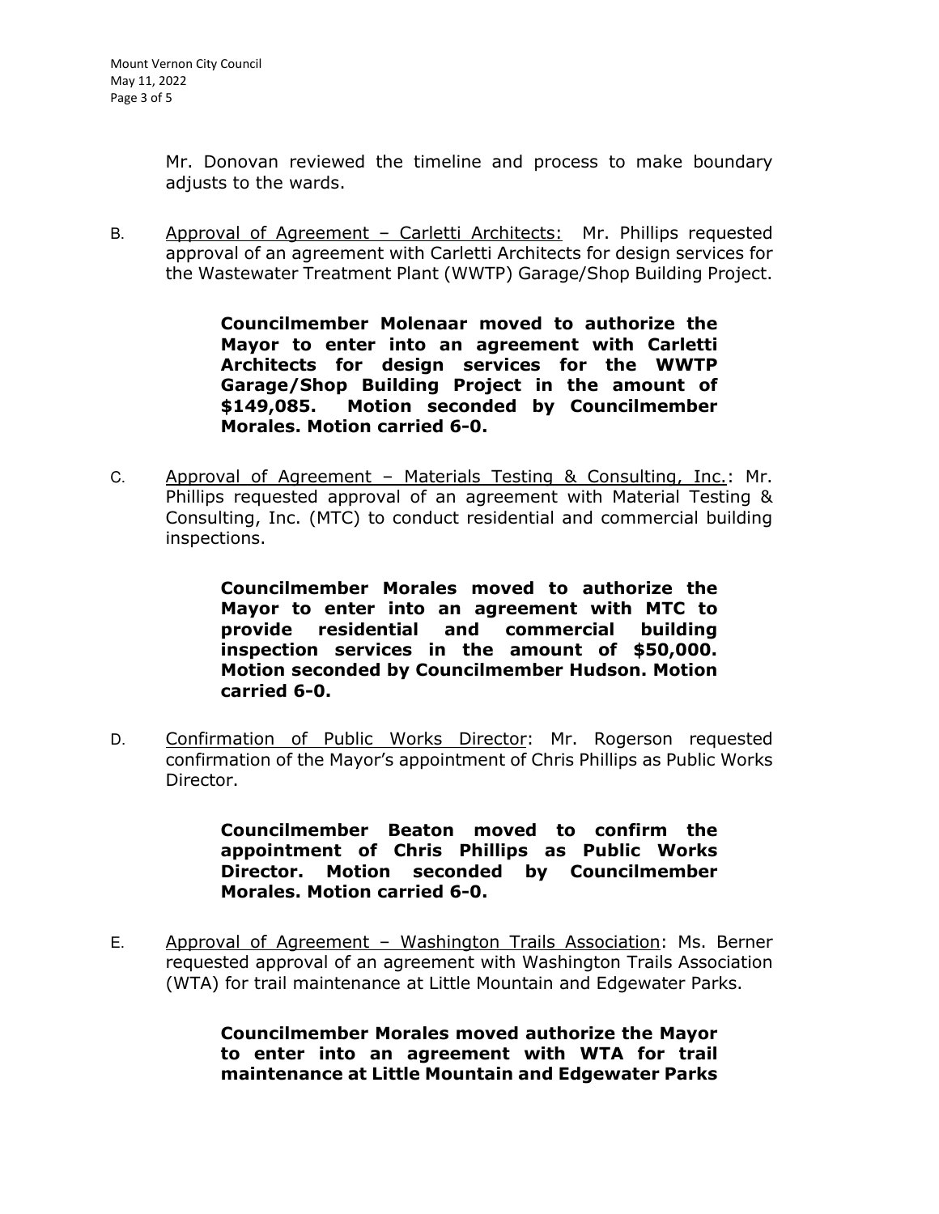Mr. Donovan reviewed the timeline and process to make boundary adjusts to the wards.

B. Approval of Agreement – Carletti Architects: Mr. Phillips requested approval of an agreement with Carletti Architects for design services for the Wastewater Treatment Plant (WWTP) Garage/Shop Building Project.

> **Councilmember Molenaar moved to authorize the Mayor to enter into an agreement with Carletti Architects for design services for the WWTP Garage/Shop Building Project in the amount of $149,085. Motion seconded by Councilmember Morales. Motion carried 6-0.**

C. Approval of Agreement – Materials Testing & Consulting, Inc.: Mr. Phillips requested approval of an agreement with Material Testing & Consulting, Inc. (MTC) to conduct residential and commercial building inspections.

> **Councilmember Morales moved to authorize the Mayor to enter into an agreement with MTC to provide residential and commercial building inspection services in the amount of $50,000. Motion seconded by Councilmember Hudson. Motion carried 6-0.**

D. Confirmation of Public Works Director: Mr. Rogerson requested confirmation of the Mayor's appointment of Chris Phillips as Public Works Director.

> **Councilmember Beaton moved to confirm the appointment of Chris Phillips as Public Works Director. Motion seconded by Councilmember Morales. Motion carried 6-0.**

E. Approval of Agreement – Washington Trails Association: Ms. Berner requested approval of an agreement with Washington Trails Association (WTA) for trail maintenance at Little Mountain and Edgewater Parks.

> **Councilmember Morales moved authorize the Mayor to enter into an agreement with WTA for trail maintenance at Little Mountain and Edgewater Parks**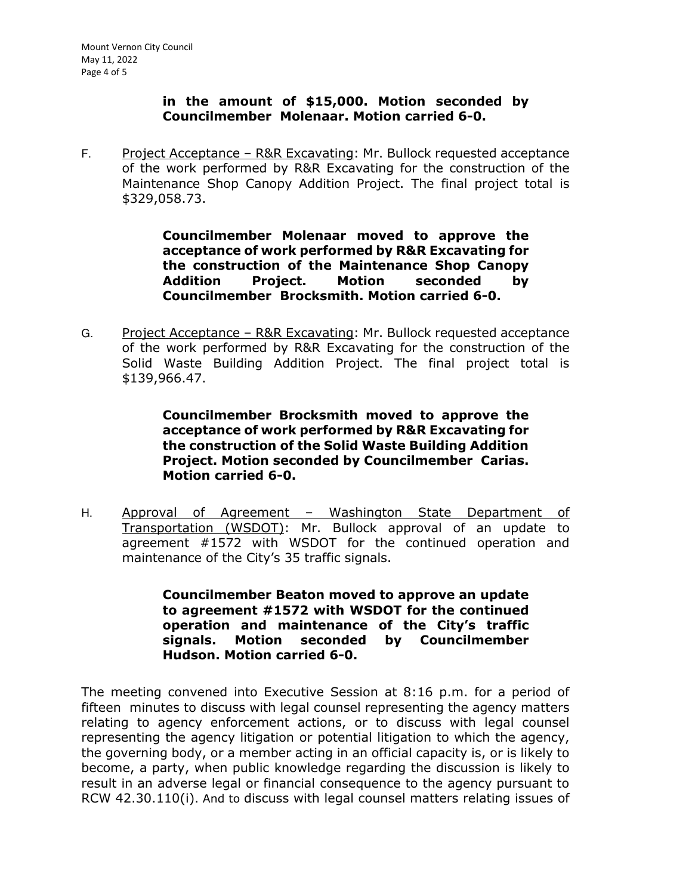**in the amount of $15,000. Motion seconded by Councilmember Molenaar. Motion carried 6-0.**

F. Project Acceptance – R&R Excavating: Mr. Bullock requested acceptance of the work performed by R&R Excavating for the construction of the Maintenance Shop Canopy Addition Project. The final project total is $329,058.73.

> **Councilmember Molenaar moved to approve the acceptance of work performed by R&R Excavating for the construction of the Maintenance Shop Canopy Addition Project. Motion seconded by Councilmember Brocksmith. Motion carried 6-0.**

G. Project Acceptance – R&R Excavating: Mr. Bullock requested acceptance of the work performed by R&R Excavating for the construction of the Solid Waste Building Addition Project. The final project total is $139,966.47.

> **Councilmember Brocksmith moved to approve the acceptance of work performed by R&R Excavating for the construction of the Solid Waste Building Addition Project. Motion seconded by Councilmember Carias. Motion carried 6-0.**

H. Approval of Agreement – Washington State Department of Transportation (WSDOT): Mr. Bullock approval of an update to agreement #1572 with WSDOT for the continued operation and maintenance of the City's 35 traffic signals.

> **Councilmember Beaton moved to approve an update to agreement #1572 with WSDOT for the continued operation and maintenance of the City's traffic signals. Motion seconded by Councilmember Hudson. Motion carried 6-0.**

The meeting convened into Executive Session at 8:16 p.m. for a period of fifteen minutes to discuss with legal counsel representing the agency matters relating to agency enforcement actions, or to discuss with legal counsel representing the agency litigation or potential litigation to which the agency, the governing body, or a member acting in an official capacity is, or is likely to become, a party, when public knowledge regarding the discussion is likely to result in an adverse legal or financial consequence to the agency pursuant to RCW 42.30.110(i). And to discuss with legal counsel matters relating issues of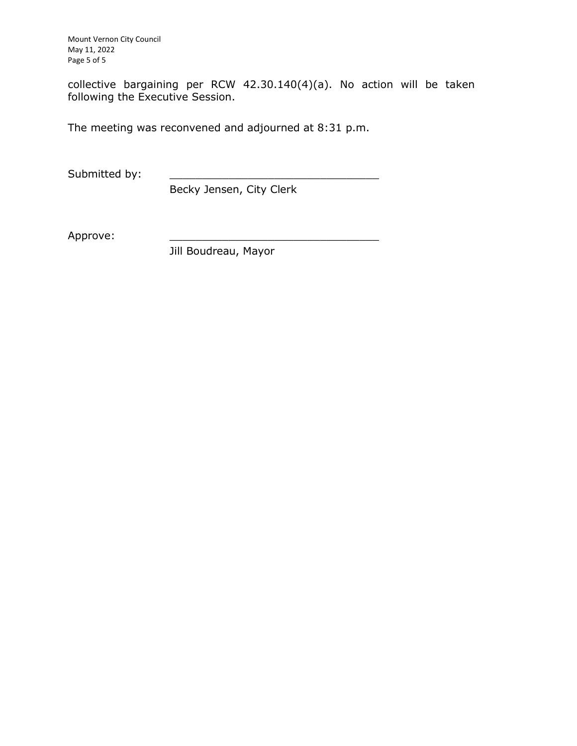collective bargaining per RCW 42.30.140(4)(a). No action will be taken following the Executive Session.

The meeting was reconvened and adjourned at 8:31 p.m.

Submitted by: _______________________________
Becky Jensen, City Clerk

Approve: _______________________________
Jill Boudreau, Mayor